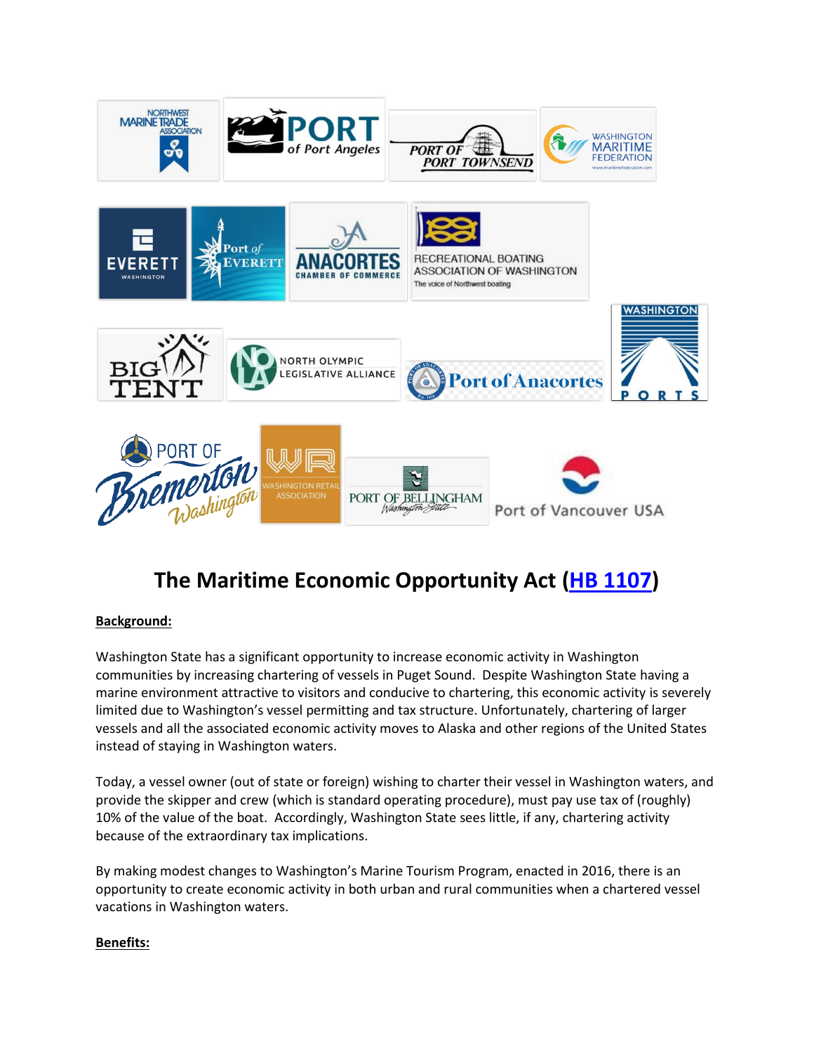# The Maritime Economic Opportunity Act (HB 1107)

**Background:**

Washington State has a significant opportunity to increase economic activity in Washington communities by increasing chartering of vessels in Puget Sound. Despite Washington State having a marine environment attractive to visitors and conducive to chartering, this economic activity is severely limited due to Washington's vessel permitting and tax structure. Unfortunately, chartering of larger vessels and all the associated economic activity moves to Alaska and other regions of the United States instead of staying in Washington waters.

Today, a vessel owner (out of state or foreign) wishing to charter their vessel in Washington waters, and provide the skipper and crew (which is standard operating procedure), must pay use tax of (roughly) 10% of the value of the boat. Accordingly, Washington State sees little, if any, chartering activity because of the extraordinary tax implications.

By making modest changes to Washington's Marine Tourism Program, enacted in 2016, there is an opportunity to create economic activity in both urban and rural communities when a chartered vessel vacations in Washington waters.

**Benefits:**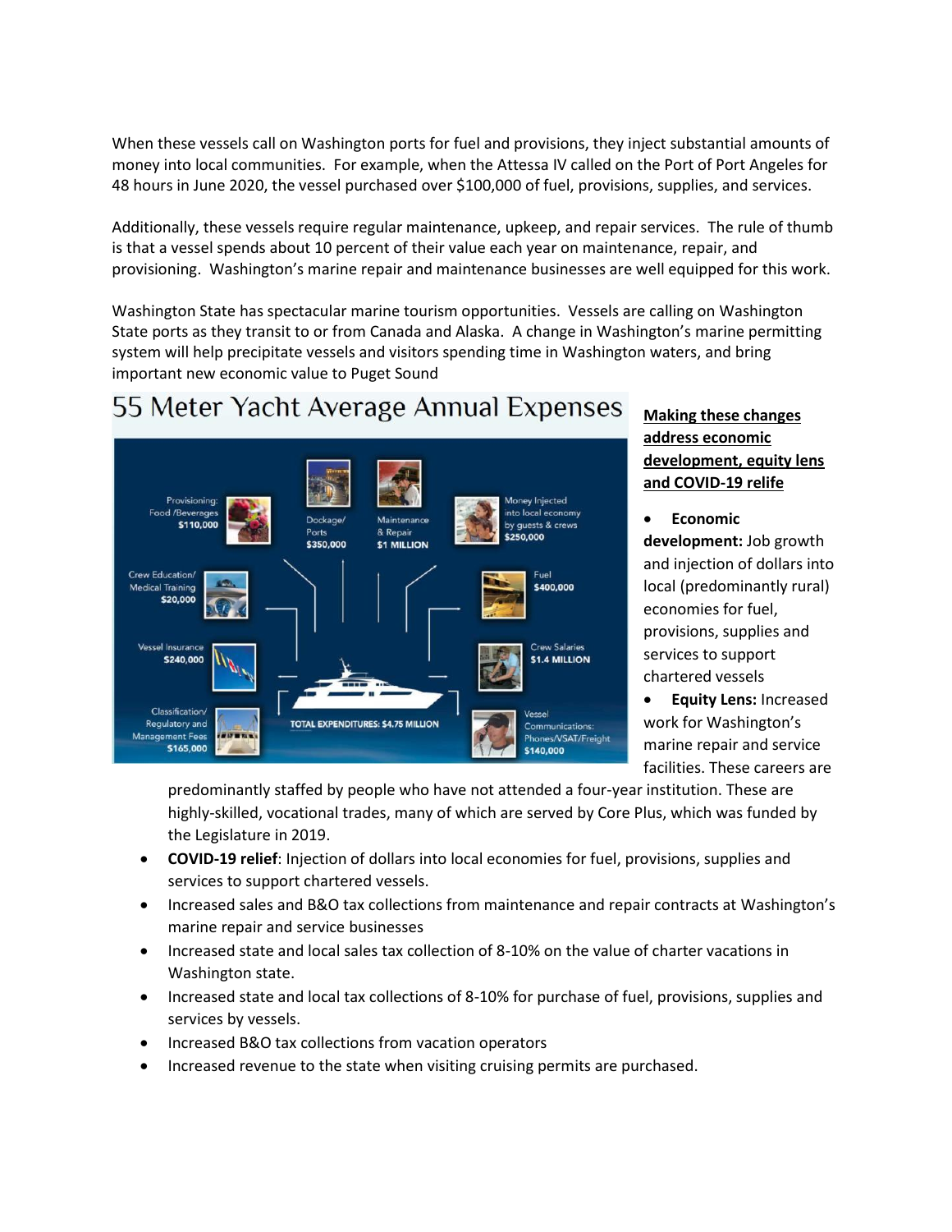When these vessels call on Washington ports for fuel and provisions, they inject substantial amounts of money into local communities. For example, when the Attessa IV called on the Port of Port Angeles for 48 hours in June 2020, the vessel purchased over $100,000 of fuel, provisions, supplies, and services.

Additionally, these vessels require regular maintenance, upkeep, and repair services. The rule of thumb is that a vessel spends about 10 percent of their value each year on maintenance, repair, and provisioning. Washington's marine repair and maintenance businesses are well equipped for this work.

Washington State has spectacular marine tourism opportunities. Vessels are calling on Washington State ports as they transit to or from Canada and Alaska. A change in Washington's marine permitting system will help precipitate vessels and visitors spending time in Washington waters, and bring important new economic value to Puget Sound

55 Meter Yacht Average Annual Expenses

Provisioning: Food /Beverages $110,000

Dockage/ Ports $350,000

Maintenance & Repair $1 MILLION

Money Injected into local economy by guests & crews $250,000

Crew Education/ Medical Training $20,000

Fuel $400,000

Vessel Insurance $240,000

Crew Salaries $1.4 MILLION

Classification/ Regulatory and Management Fees $165,000

TOTAL EXPENDITURES: $4.75 MILLION

Vessel Communications: Phones/VSAT/Freight $140,000

**Making these changes address economic development, equity lens and COVID-19 relife**

- **Economic development:** Job growth and injection of dollars into local (predominantly rural) economies for fuel, provisions, supplies and services to support chartered vessels
- **Equity Lens:** Increased work for Washington's marine repair and service facilities. These careers are predominantly staffed by people who have not attended a four-year institution. These are highly-skilled, vocational trades, many of which are served by Core Plus, which was funded by the Legislature in 2019.
- **COVID-19 relief**: Injection of dollars into local economies for fuel, provisions, supplies and services to support chartered vessels.
- Increased sales and B&O tax collections from maintenance and repair contracts at Washington's marine repair and service businesses
- Increased state and local sales tax collection of 8-10% on the value of charter vacations in Washington state.
- Increased state and local tax collections of 8-10% for purchase of fuel, provisions, supplies and services by vessels.
- Increased B&O tax collections from vacation operators
- Increased revenue to the state when visiting cruising permits are purchased.